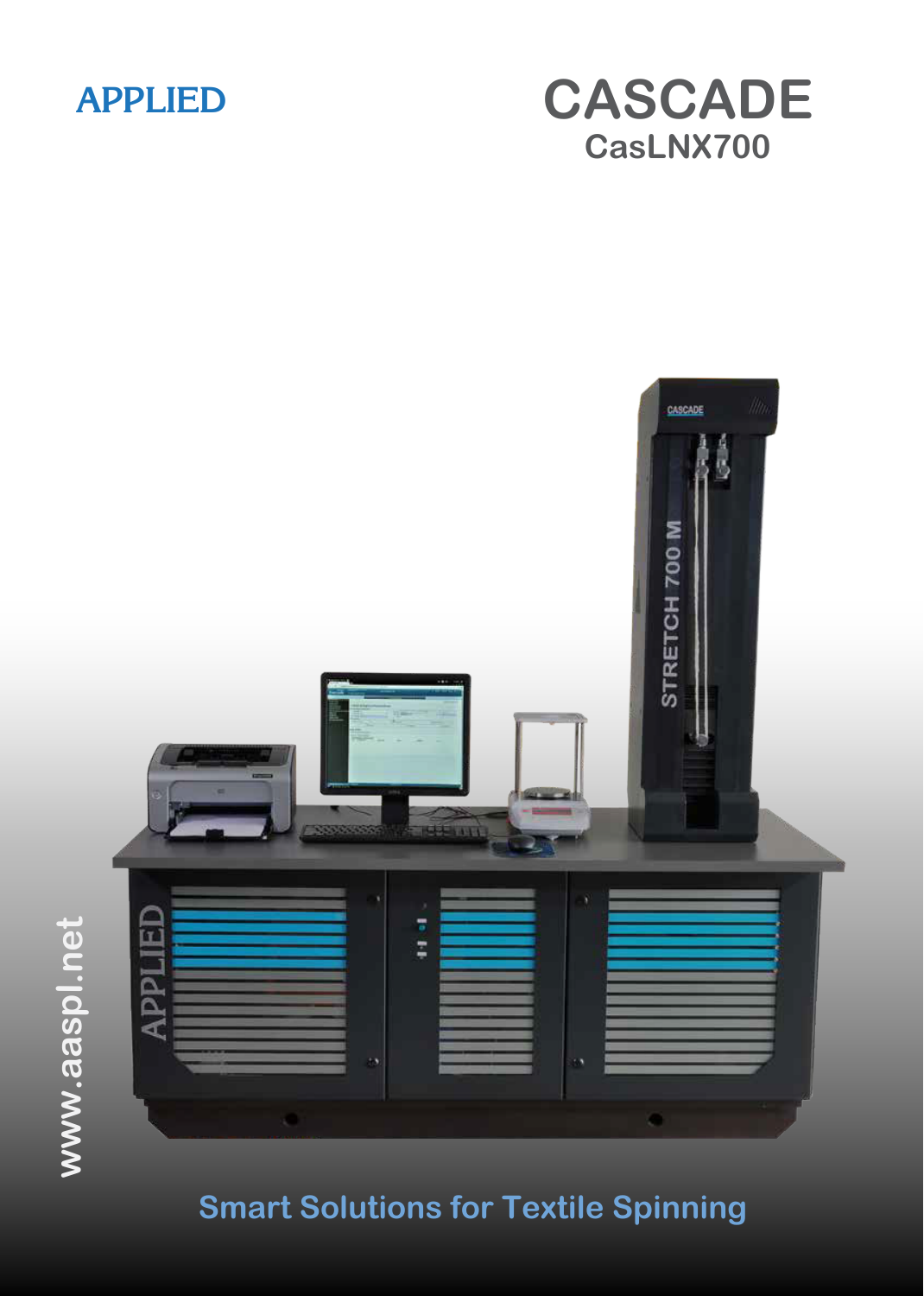APPLIED

# CASCADE

## CasLNX700

www.aaspl.net

Smart Solutions for Textile Spinning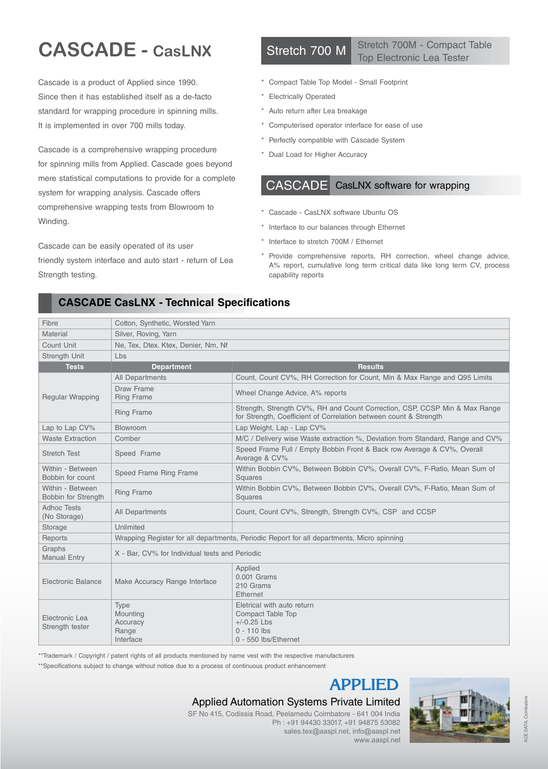# CASCADE - CasLNX

Cascade is a product of Applied since 1990. Since then it has established itself as a de-facto standard for wrapping procedure in spinning mills. It is implemented in over 700 mills today.

Cascade is a comprehensive wrapping procedure for spinning mills from Applied. Cascade goes beyond mere statistical computations to provide for a complete system for wrapping analysis. Cascade offers comprehensive wrapping tests from Blowroom to Winding.

Cascade can be easily operated of its user friendly system interface and auto start - return of Lea Strength testing.

## Stretch 700 M — Stretch 700M - Compact Table Top Electronic Lea Tester

* Compact Table Top Model - Small Footprint
* Electrically Operated
* Auto return after Lea breakage
* Computerised operator interface for ease of use
* Perfectly compatible with Cascade System
* Dual Load for Higher Accuracy

## CASCADE — CasLNX software for wrapping

* Cascade - CasLNX software Ubuntu OS
* Interface to our balances through Ethernet
* Interface to stretch 700M / Ethernet
* Provide comprehensive reports, RH correction, wheel change advice, A% report, cumulative long term critical data like long term CV, process capability reports

## CASCADE CasLNX - Technical Specifications

| | | |
|---|---|---|
| Fibre | Cotton, Synthetic, Worsted Yarn | |
| Material | Silver, Roving, Yarn | |
| Count Unit | Ne, Tex, Dtex. Ktex, Denier, Nm, Nf | |
| Strength Unit | Lbs | |
| **Tests** | **Department** | **Results** |
| Regular Wrapping | All Departments | Count, Count CV%, RH Correction for Count, Min & Max Range and Q95 Limits |
| | Draw Frame<br>Ring Frame | Wheel Change Advice, A% reports |
| | Ring Frame | Strength, Strength CV%, RH and Count Correction, CSP, CCSP Min & Max Range for Strength, Coefficient of Correlation between count & Strength |
| Lap to Lap CV% | Blowroom | Lap Weight, Lap - Lap CV% |
| Waste Extraction | Comber | M/C / Delivery wise Waste extraction %, Deviation from Standard, Range and CV% |
| Stretch Test | Speed Frame | Speed Frame Full / Empty Bobbin Front & Back row Average & CV%, Overall Average & CV% |
| Within - Between Bobbin for count | Speed Frame Ring Frame | Within Bobbin CV%, Between Bobbin CV%, Overall CV%, F-Ratio, Mean Sum of Squares |
| Within - Between Bobbin for Strength | Ring Frame | Within Bobbin CV%, Between Bobbin CV%, Overall CV%, F-Ratio, Mean Sum of Squares |
| Adhoc Tests<br>(No Storage) | All Departments | Count, Count CV%, Strength, Strength CV%, CSP and CCSP |
| Storage | Unlimited | |
| Reports | Wrapping Register for all departments, Periodic Report for all departments, Micro spinning | |
| Graphs<br>Manual Entry | X - Bar, CV% for Individual tests and Periodic | |
| Electronic Balance | Make Accuracy Range Interface | Applied<br>0.001 Grams<br>210 Grams<br>Ethernet |
| Electronic Lea Strength tester | Type<br>Mounting<br>Accuracy<br>Range<br>Interface | Eletrical with auto return<br>Compact Table Top<br>+/-0.25 Lbs<br>0 - 110 lbs<br>0 - 550 lbs/Ethernet |

**Trademark / Copyright / patent rights of all products mentioned by name vest with the respective manufacturers

**Specifications subject to change without notice due to a process of continuous product enhancement

**APPLIED**

Applied Automation Systems Private Limited

SF No 415, Codissia Road, Peelamedu Coimbatore - 641 004 India

Ph : +91 94430 33017, +91 94875 53082

sales.tex@aaspl.net, info@aaspl.net

www.aaspl.net

ACE DATA, Coimbatore